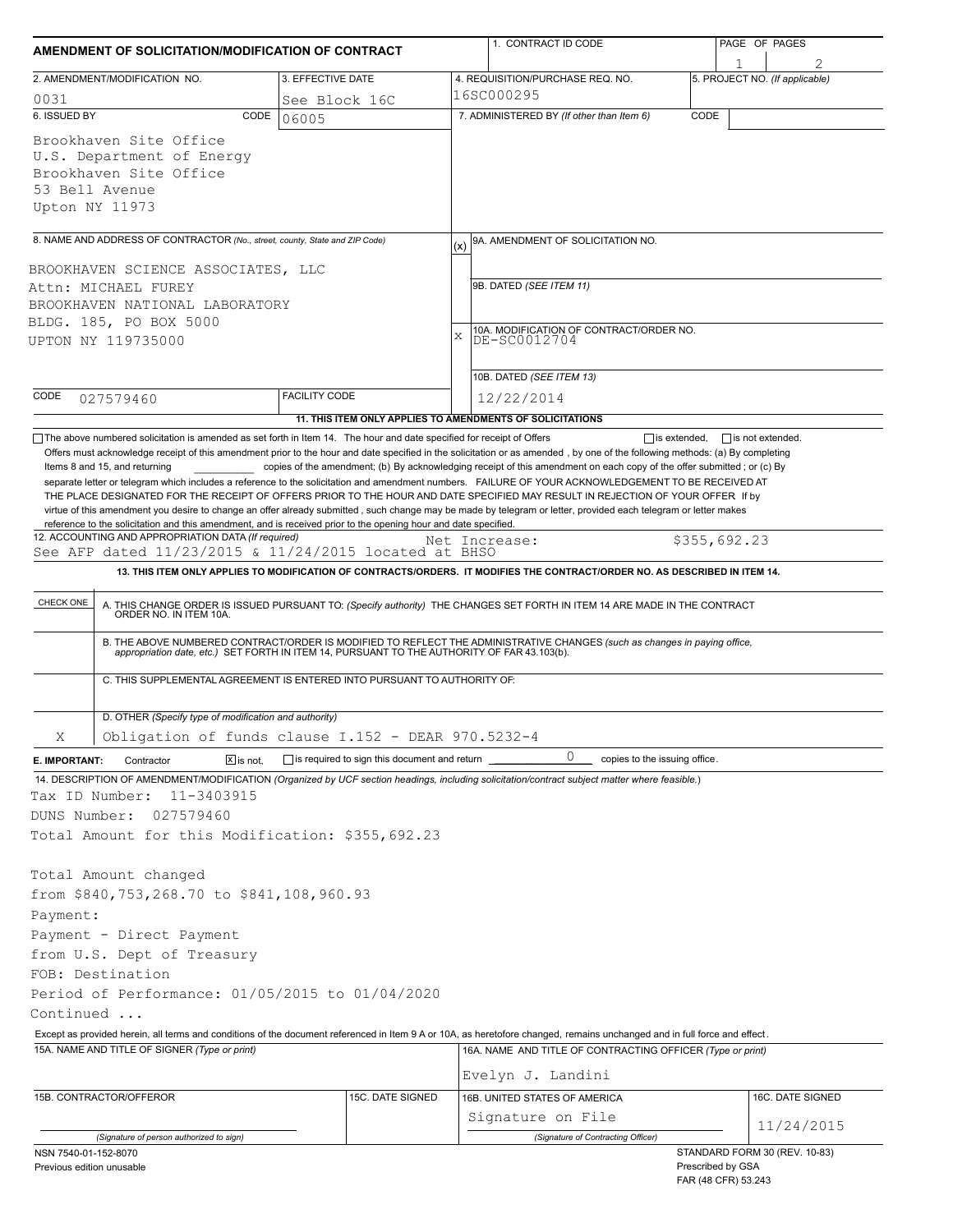# AMENDMENT OF SOLICITATION/MODIFICATION OF CONTRACT

| 1. CONTRACT ID CODE | PAGE OF PAGES |
|---|---|
| | 1 / 2 |

| 2. AMENDMENT/MODIFICATION NO. | 3. EFFECTIVE DATE | 4. REQUISITION/PURCHASE REQ. NO. | 5. PROJECT NO. (If applicable) |
|---|---|---|---|
| 0031 | See Block 16C | 16SC000295 | |

**6. ISSUED BY** CODE 06005

Brookhaven Site Office
U.S. Department of Energy
Brookhaven Site Office
53 Bell Avenue
Upton NY 11973

**7. ADMINISTERED BY** (If other than Item 6) CODE

**8. NAME AND ADDRESS OF CONTRACTOR** (No., street, county, State and ZIP Code)

BROOKHAVEN SCIENCE ASSOCIATES, LLC
Attn: MICHAEL FUREY
BROOKHAVEN NATIONAL LABORATORY
BLDG. 185, PO BOX 5000
UPTON NY 119735000

CODE 027579460 FACILITY CODE

(x) 9A. AMENDMENT OF SOLICITATION NO.

9B. DATED (SEE ITEM 11)

X 10A. MODIFICATION OF CONTRACT/ORDER NO.
DE-SC0012704

10B. DATED (SEE ITEM 13)
12/22/2014

**11. THIS ITEM ONLY APPLIES TO AMENDMENTS OF SOLICITATIONS**

☐ The above numbered solicitation is amended as set forth in Item 14. The hour and date specified for receipt of Offers ☐ is extended, ☐ is not extended.

Offers must acknowledge receipt of this amendment prior to the hour and date specified in the solicitation or as amended , by one of the following methods: (a) By completing Items 8 and 15, and returning ________ copies of the amendment; (b) By acknowledging receipt of this amendment on each copy of the offer submitted ; or (c) By separate letter or telegram which includes a reference to the solicitation and amendment numbers. FAILURE OF YOUR ACKNOWLEDGEMENT TO BE RECEIVED AT THE PLACE DESIGNATED FOR THE RECEIPT OF OFFERS PRIOR TO THE HOUR AND DATE SPECIFIED MAY RESULT IN REJECTION OF YOUR OFFER If by virtue of this amendment you desire to change an offer already submitted , such change may be made by telegram or letter, provided each telegram or letter makes reference to the solicitation and this amendment, and is received prior to the opening hour and date specified.

**12. ACCOUNTING AND APPROPRIATION DATA** (If required)
See AFP dated 11/23/2015 & 11/24/2015 located at BHSO — Net Increase: $355,692.23

**13. THIS ITEM ONLY APPLIES TO MODIFICATION OF CONTRACTS/ORDERS. IT MODIFIES THE CONTRACT/ORDER NO. AS DESCRIBED IN ITEM 14.**

| CHECK ONE | |
|---|---|
| | A. THIS CHANGE ORDER IS ISSUED PURSUANT TO: (Specify authority) THE CHANGES SET FORTH IN ITEM 14 ARE MADE IN THE CONTRACT ORDER NO. IN ITEM 10A. |
| | B. THE ABOVE NUMBERED CONTRACT/ORDER IS MODIFIED TO REFLECT THE ADMINISTRATIVE CHANGES (such as changes in paying office, appropriation date, etc.) SET FORTH IN ITEM 14, PURSUANT TO THE AUTHORITY OF FAR 43.103(b). |
| | C. THIS SUPPLEMENTAL AGREEMENT IS ENTERED INTO PURSUANT TO AUTHORITY OF: |
| X | D. OTHER (Specify type of modification and authority) Obligation of funds clause I.152 - DEAR 970.5232-4 |

**E. IMPORTANT:** Contractor ☒ is not, ☐ is required to sign this document and return 0 copies to the issuing office.

**14. DESCRIPTION OF AMENDMENT/MODIFICATION** (Organized by UCF section headings, including solicitation/contract subject matter where feasible.)

Tax ID Number: 11-3403915
DUNS Number: 027579460
Total Amount for this Modification: $355,692.23

Total Amount changed
from $840,753,268.70 to $841,108,960.93
Payment:
Payment - Direct Payment
from U.S. Dept of Treasury
FOB: Destination
Period of Performance: 01/05/2015 to 01/04/2020
Continued ...

Except as provided herein, all terms and conditions of the document referenced in Item 9 A or 10A, as heretofore changed, remains unchanged and in full force and effect.

| 15A. NAME AND TITLE OF SIGNER (Type or print) | | 16A. NAME AND TITLE OF CONTRACTING OFFICER (Type or print) | |
|---|---|---|---|
| | | Evelyn J. Landini | |
| 15B. CONTRACTOR/OFFEROR | 15C. DATE SIGNED | 16B. UNITED STATES OF AMERICA | 16C. DATE SIGNED |
| (Signature of person authorized to sign) | | Signature on File (Signature of Contracting Officer) | 11/24/2015 |

NSN 7540-01-152-8070
Previous edition unusable

STANDARD FORM 30 (REV. 10-83)
Prescribed by GSA
FAR (48 CFR) 53.243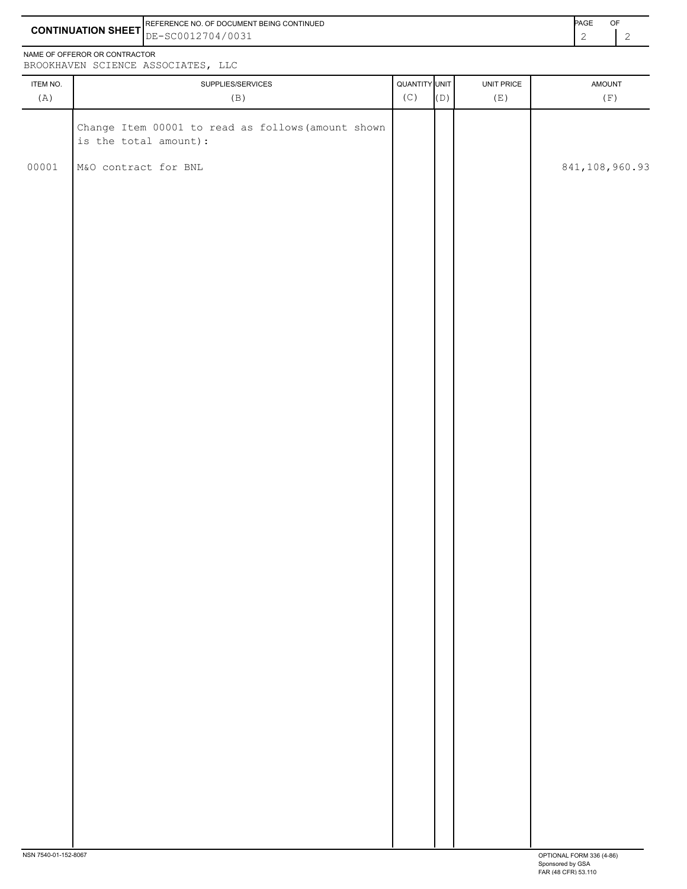**CONTINUATION SHEET**

REFERENCE NO. OF DOCUMENT BEING CONTINUED
DE-SC0012704/0031

NAME OF OFFEROR OR CONTRACTOR
BROOKHAVEN SCIENCE ASSOCIATES, LLC

| ITEM NO. (A) | SUPPLIES/SERVICES (B) | QUANTITY (C) | UNIT (D) | UNIT PRICE (E) | AMOUNT (F) |
|---|---|---|---|---|---|
| | Change Item 00001 to read as follows(amount shown is the total amount): | | | | |
| 00001 | M&O contract for BNL | | | | 841,108,960.93 |

NSN 7540-01-152-8067

OPTIONAL FORM 336 (4-86)
Sponsored by GSA
FAR (48 CFR) 53.110